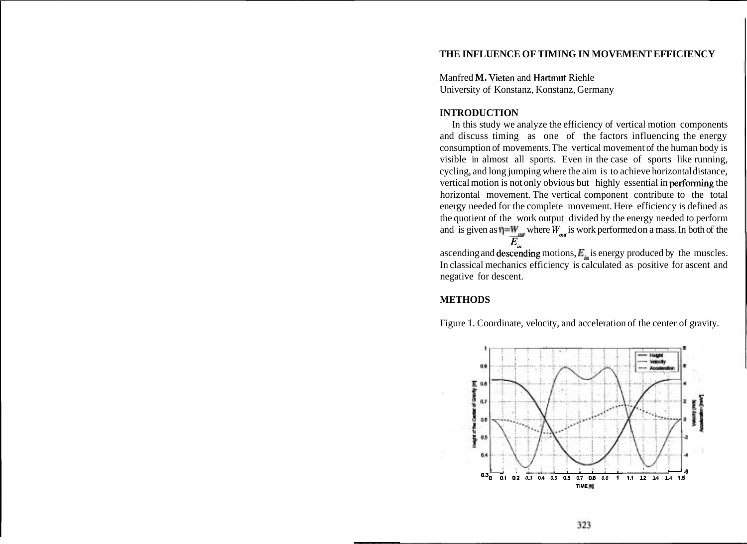# THE INFLUENCE OF TIMING IN MOVEMENT EFFICIENCY

Manfred **M.** Vieten and Hartmut Riehle
University of Konstanz, Konstanz, Germany

## INTRODUCTION

In this study we analyze the efficiency of vertical motion components and discuss timing as one of the factors influencing the energy consumption of movements. The vertical movement of the human body is visible in almost all sports. Even in the case of sports like running, cycling, and long jumping where the aim is to achieve horizontal distance, vertical motion is not only obvious but highly essential in performing the horizontal movement. The vertical component contribute to the total energy needed for the complete movement. Here efficiency is defined as the quotient of the work output divided by the energy needed to perform and is given as $\eta = \frac{W_{out}}{E_{in}}$ where $W_{out}$ is work performed on a mass. In both of the ascending and descending motions, $E_{in}$ is energy produced by the muscles. In classical mechanics efficiency is calculated as positive for ascent and negative for descent.

## METHODS

Figure 1. Coordinate, velocity, and acceleration of the center of gravity.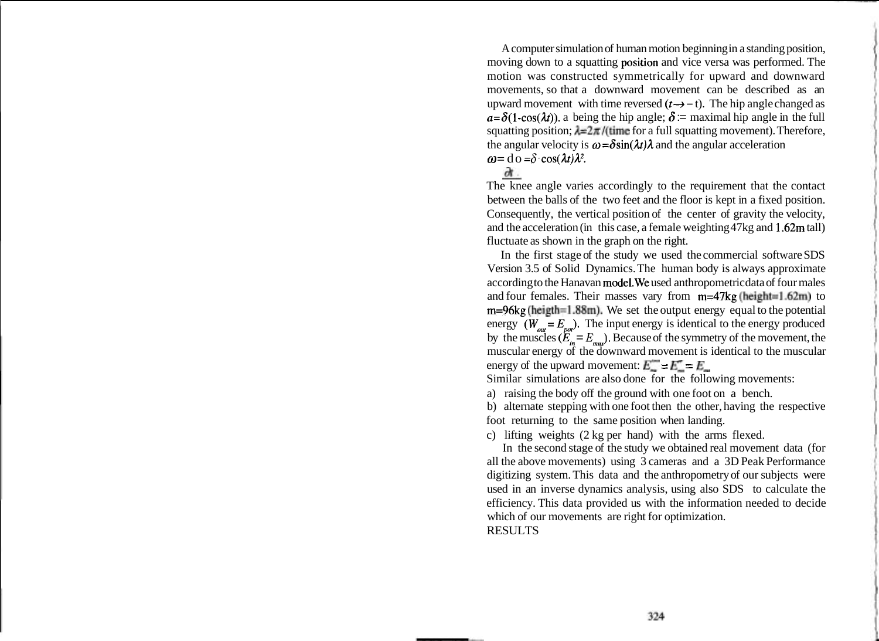A computer simulation of human motion beginning in a standing position, moving down to a squatting position and vice versa was performed. The motion was constructed symmetrically for upward and downward movements, so that a downward movement can be described as an upward movement with time reversed ($t \rightarrow -t$). The hip angle changed as $a=\delta(1-\cos(\lambda t))$. a being the hip angle; $\delta :=$ maximal hip angle in the full squatting position; $\lambda = 2\pi/$(time for a full squatting movement). Therefore, the angular velocity is $\omega = \delta \sin(\lambda t)\lambda$ and the angular acceleration $\dot{\omega} = \frac{d\omega}{\partial t} = \delta \cdot \cos(\lambda t)\lambda^2$.

The knee angle varies accordingly to the requirement that the contact between the balls of the two feet and the floor is kept in a fixed position. Consequently, the vertical position of the center of gravity the velocity, and the acceleration (in this case, a female weighting 47kg and 1.62m tall) fluctuate as shown in the graph on the right.

In the first stage of the study we used the commercial software SDS Version 3.5 of Solid Dynamics. The human body is always approximate according to the Hanavan model. We used anthropometric data of four males and four females. Their masses vary from m=47kg (height=1.62m) to m=96kg (heigth=1.88m). We set the output energy equal to the potential energy ($W_{out} = E_{pot}$). The input energy is identical to the energy produced by the muscles ($E_{in} = E_{mus}$). Because of the symmetry of the movement, the muscular energy of the downward movement is identical to the muscular energy of the upward movement: $E_{mus}^{down} = E_{mus}^{up} = E_{mus}$

Similar simulations are also done for the following movements:

a) raising the body off the ground with one foot on a bench.

b) alternate stepping with one foot then the other, having the respective foot returning to the same position when landing.

c) lifting weights (2 kg per hand) with the arms flexed.

In the second stage of the study we obtained real movement data (for all the above movements) using 3 cameras and a 3D Peak Performance digitizing system. This data and the anthropometry of our subjects were used in an inverse dynamics analysis, using also SDS to calculate the efficiency. This data provided us with the information needed to decide which of our movements are right for optimization.

RESULTS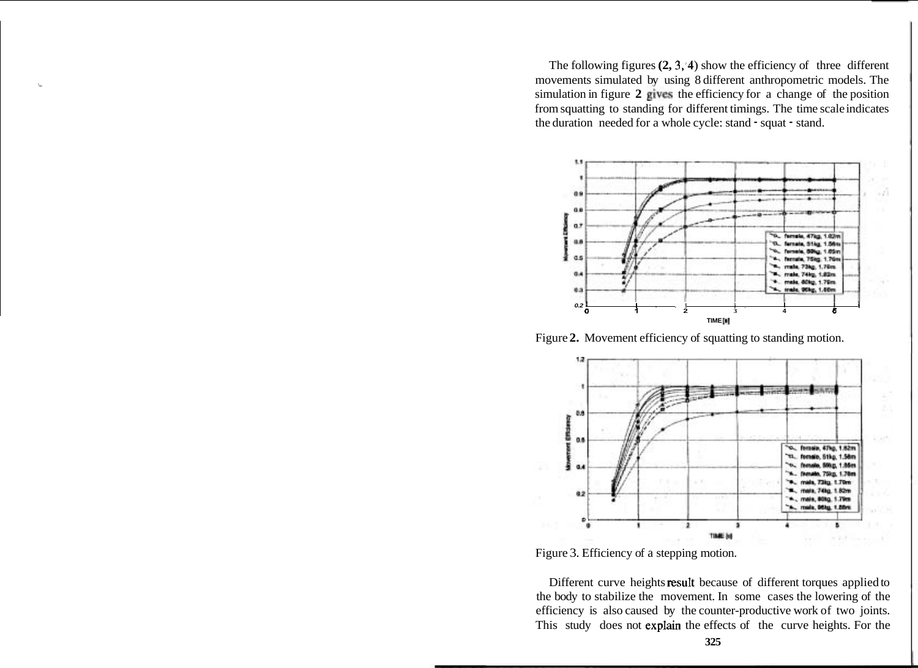The following figures (2, 3, 4) show the efficiency of three different movements simulated by using 8 different anthropometric models. The simulation in figure 2 gives the efficiency for a change of the position from squatting to standing for different timings. The time scale indicates the duration needed for a whole cycle: stand - squat - stand.

Figure 2. Movement efficiency of squatting to standing motion.

Figure 3. Efficiency of a stepping motion.

Different curve heights result because of different torques applied to the body to stabilize the movement. In some cases the lowering of the efficiency is also caused by the counter-productive work of two joints. This study does not explain the effects of the curve heights. For the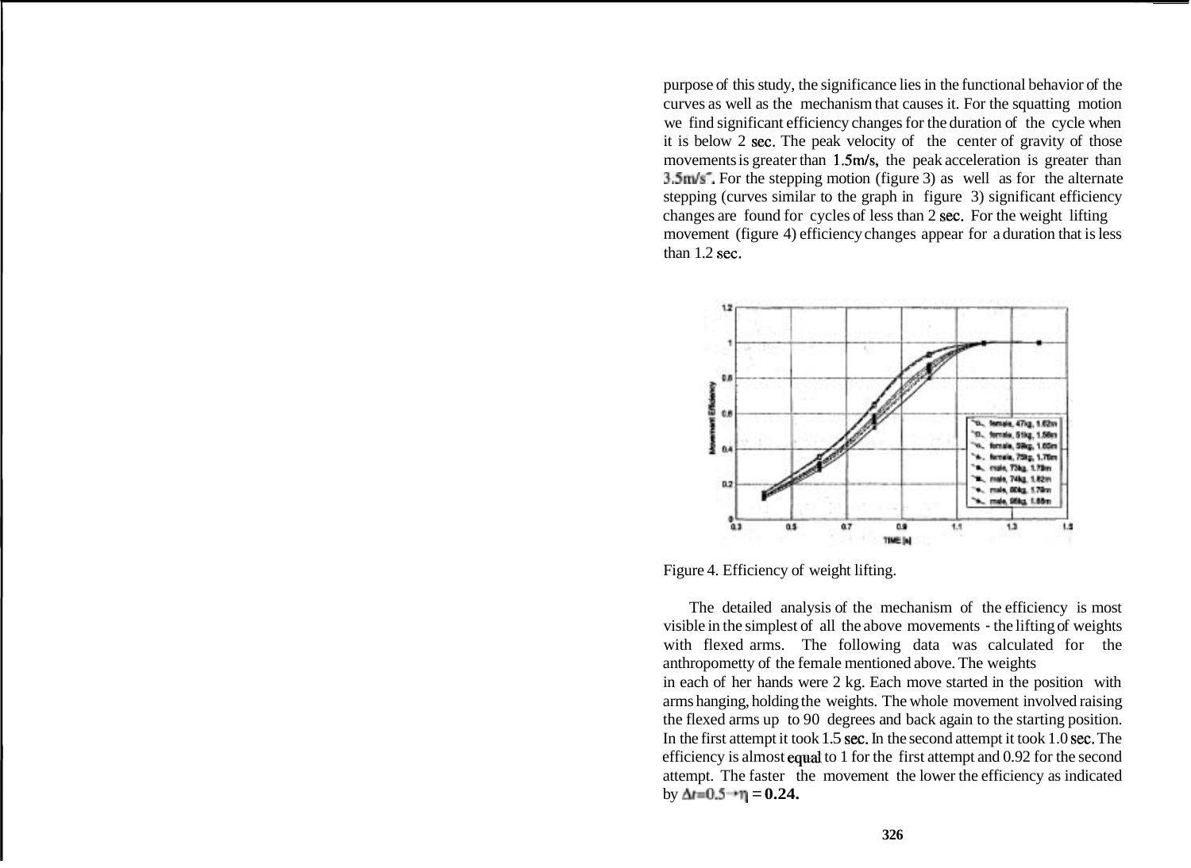purpose of this study, the significance lies in the functional behavior of the curves as well as the mechanism that causes it. For the squatting motion we find significant efficiency changes for the duration of the cycle when it is below 2 sec. The peak velocity of the center of gravity of those movements is greater than 1.5m/s, the peak acceleration is greater than $3.5 m/s^2$. For the stepping motion (figure 3) as well as for the alternate stepping (curves similar to the graph in figure 3) significant efficiency changes are found for cycles of less than 2 sec. For the weight lifting movement (figure 4) efficiency changes appear for a duration that is less than 1.2 sec.

Figure 4. Efficiency of weight lifting.

The detailed analysis of the mechanism of the efficiency is most visible in the simplest of all the above movements - the lifting of weights with flexed arms. The following data was calculated for the anthropometty of the female mentioned above. The weights in each of her hands were 2 kg. Each move started in the position with arms hanging, holding the weights. The whole movement involved raising the flexed arms up to 90 degrees and back again to the starting position. In the first attempt it took 1.5 sec. In the second attempt it took 1.0 sec. The efficiency is almost equal to 1 for the first attempt and 0.92 for the second attempt. The faster the movement the lower the efficiency as indicated by $\Delta t = 0.5 \rightarrow \eta = 0.24$.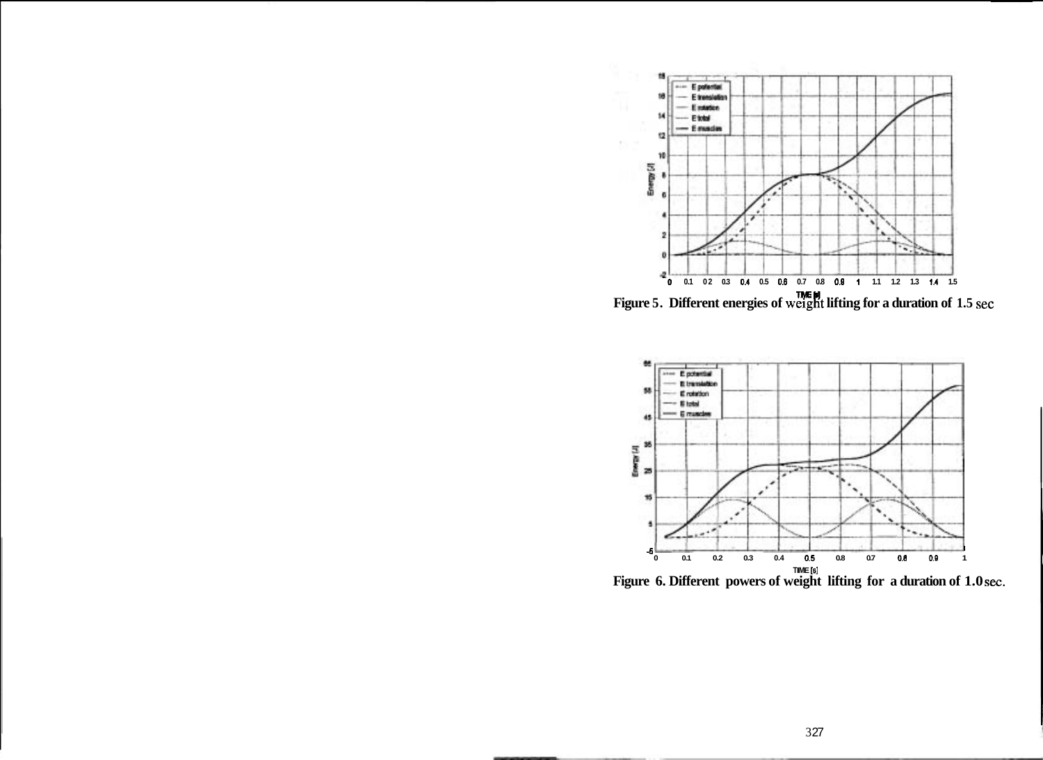Figure 5. Different energies of weight lifting for a duration of 1.5 sec

Figure 6. Different powers of weight lifting for a duration of 1.0 sec.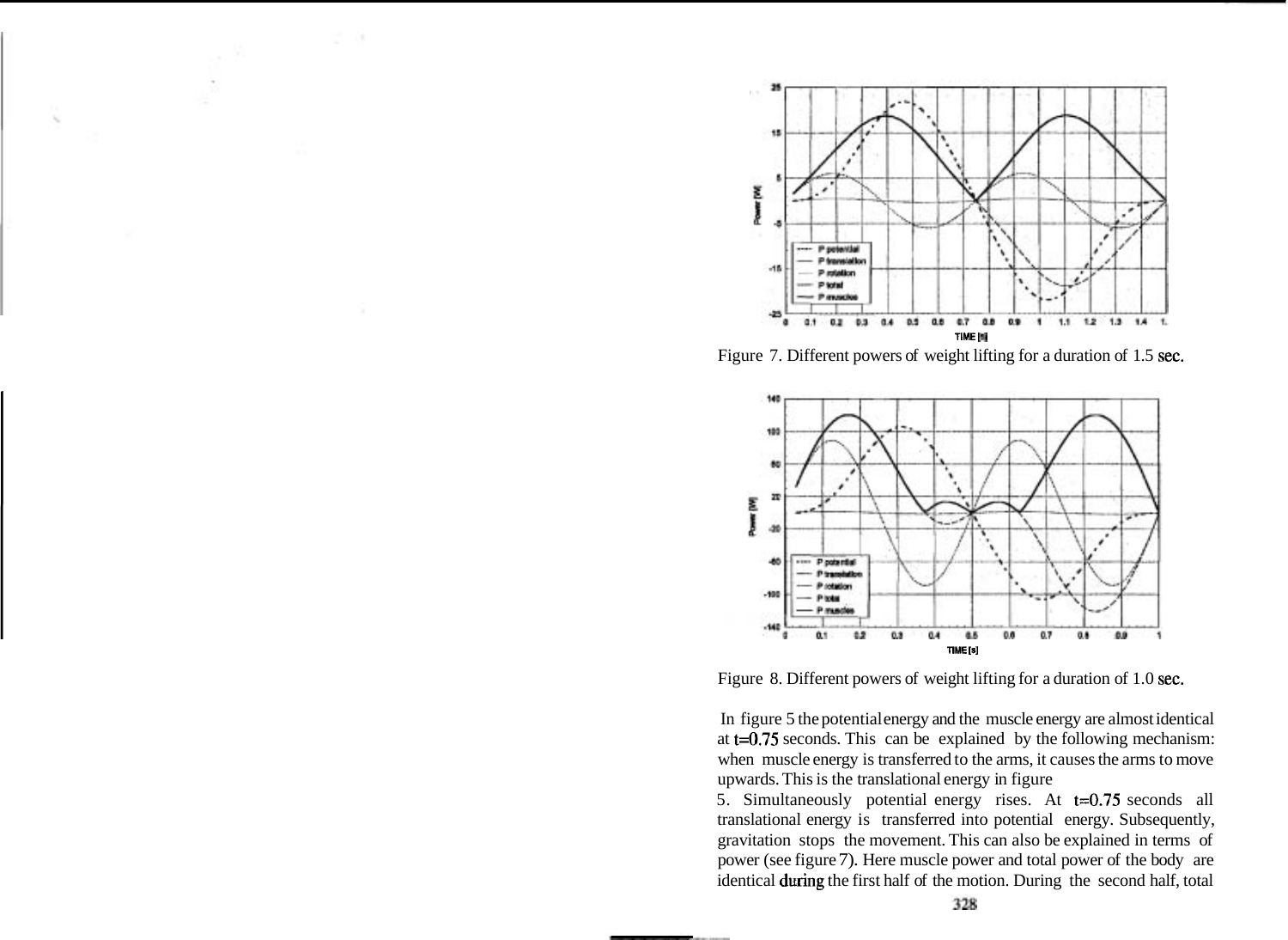Figure 7. Different powers of weight lifting for a duration of 1.5 sec.

Figure 8. Different powers of weight lifting for a duration of 1.0 sec.

In figure 5 the potential energy and the muscle energy are almost identical at $t=0.75$ seconds. This can be explained by the following mechanism: when muscle energy is transferred to the arms, it causes the arms to move upwards. This is the translational energy in figure 5. Simultaneously potential energy rises. At $t=0.75$ seconds all translational energy is transferred into potential energy. Subsequently, gravitation stops the movement. This can also be explained in terms of power (see figure 7). Here muscle power and total power of the body are identical during the first half of the motion. During the second half, total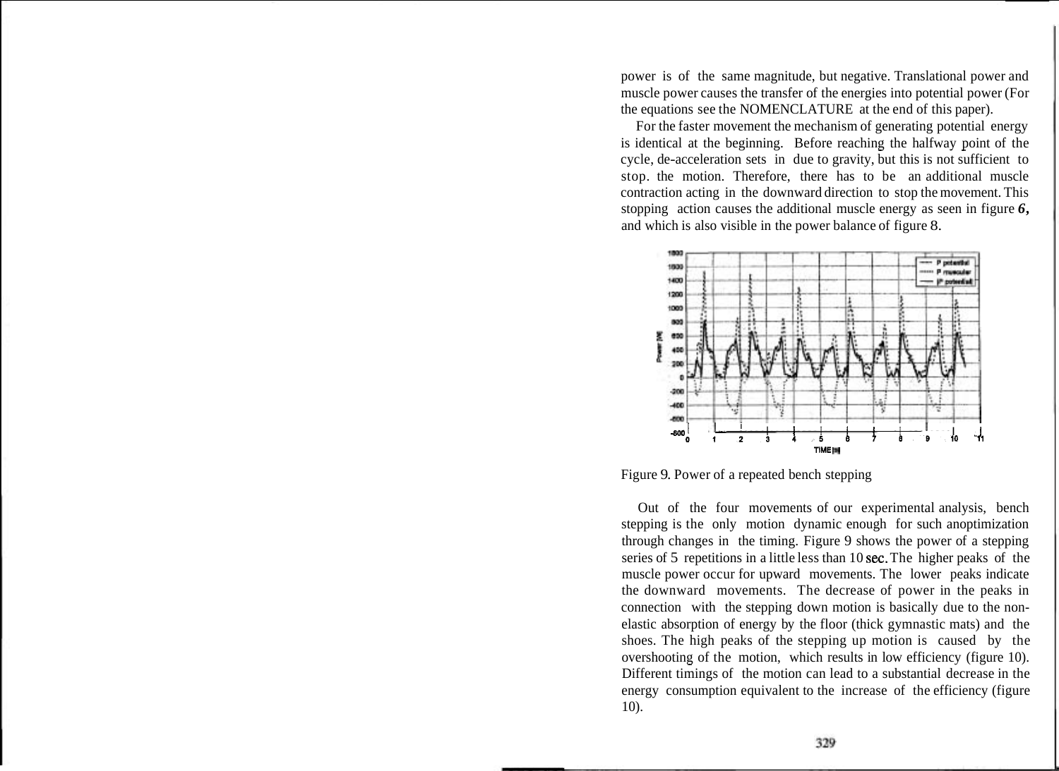power is of the same magnitude, but negative. Translational power and muscle power causes the transfer of the energies into potential power (For the equations see the NOMENCLATURE at the end of this paper).

For the faster movement the mechanism of generating potential energy is identical at the beginning. Before reaching the halfway point of the cycle, de-acceleration sets in due to gravity, but this is not sufficient to stop. the motion. Therefore, there has to be an additional muscle contraction acting in the downward direction to stop the movement. This stopping action causes the additional muscle energy as seen in figure *6*, and which is also visible in the power balance of figure 8.

Figure 9. Power of a repeated bench stepping

Out of the four movements of our experimental analysis, bench stepping is the only motion dynamic enough for such anoptimization through changes in the timing. Figure 9 shows the power of a stepping series of 5 repetitions in a little less than 10 sec. The higher peaks of the muscle power occur for upward movements. The lower peaks indicate the downward movements. The decrease of power in the peaks in connection with the stepping down motion is basically due to the non-elastic absorption of energy by the floor (thick gymnastic mats) and the shoes. The high peaks of the stepping up motion is caused by the overshooting of the motion, which results in low efficiency (figure 10). Different timings of the motion can lead to a substantial decrease in the energy consumption equivalent to the increase of the efficiency (figure 10).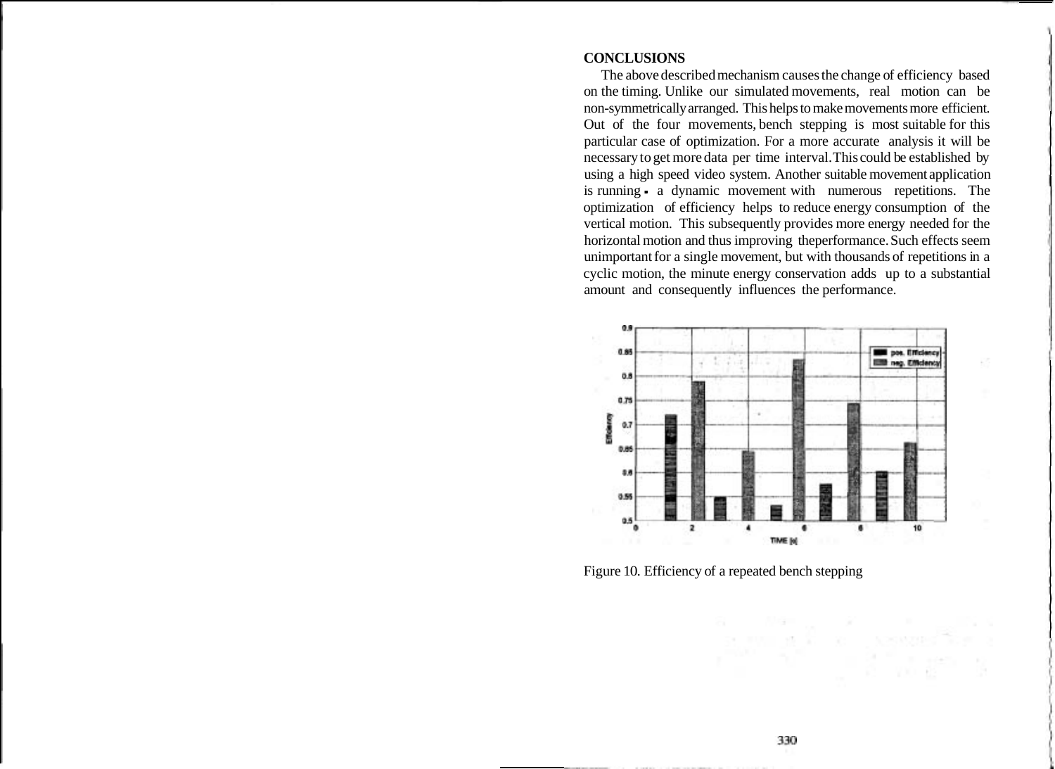## CONCLUSIONS

The above described mechanism causes the change of efficiency based on the timing. Unlike our simulated movements, real motion can be non-symmetrically arranged. This helps to make movements more efficient. Out of the four movements, bench stepping is most suitable for this particular case of optimization. For a more accurate analysis it will be necessary to get more data per time interval. This could be established by using a high speed video system. Another suitable movement application is running - a dynamic movement with numerous repetitions. The optimization of efficiency helps to reduce energy consumption of the vertical motion. This subsequently provides more energy needed for the horizontal motion and thus improving theperformance. Such effects seem unimportant for a single movement, but with thousands of repetitions in a cyclic motion, the minute energy conservation adds up to a substantial amount and consequently influences the performance.

Figure 10. Efficiency of a repeated bench stepping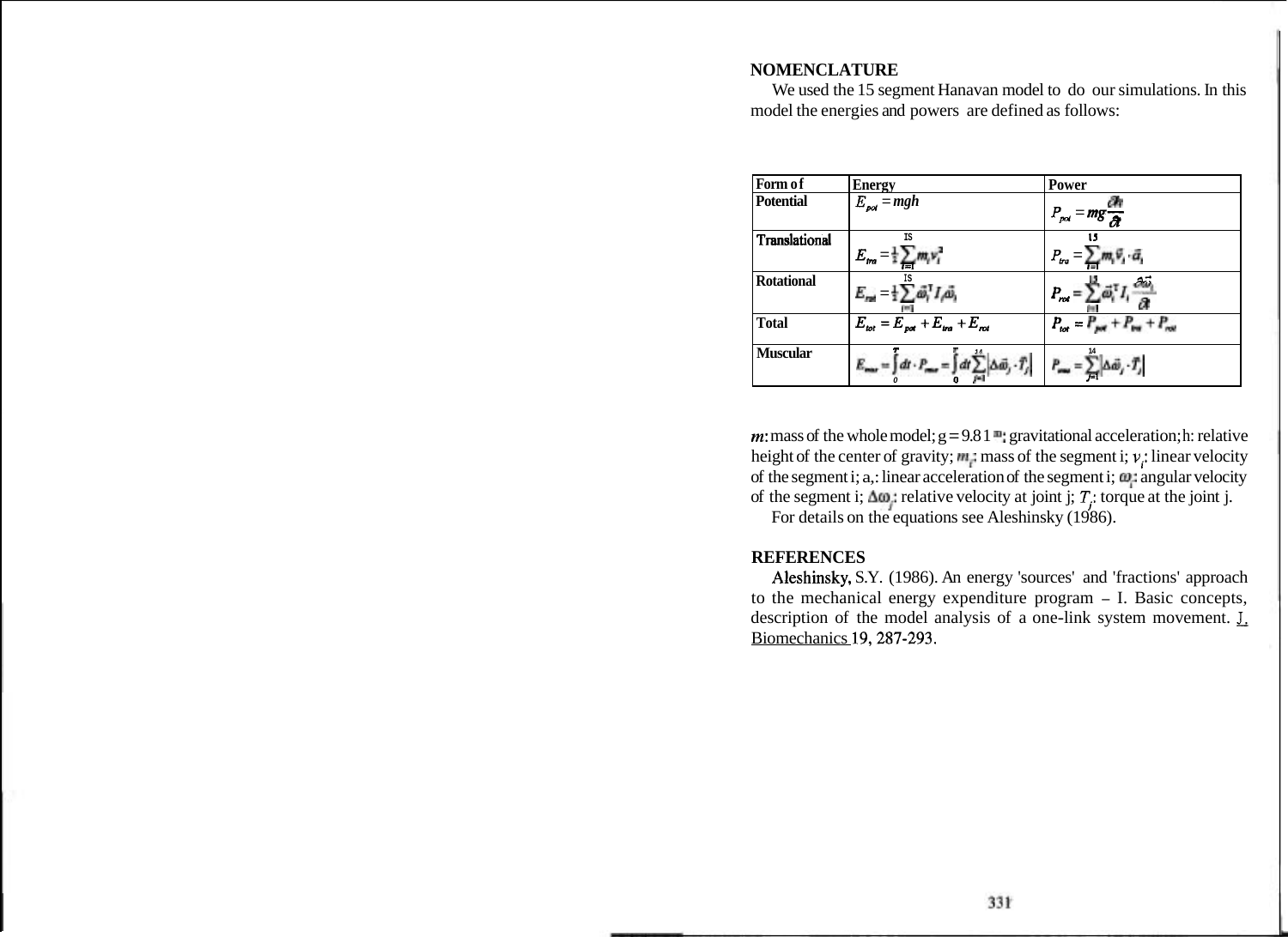## NOMENCLATURE

We used the 15 segment Hanavan model to do our simulations. In this model the energies and powers are defined as follows:

| Form of | Energy | Power |
|---|---|---|
| Potential | $E_{pot} = mgh$ | $P_{pot} = mg\frac{\partial h}{\partial t}$ |
| Translational | $E_{tra} = \frac{1}{2}\sum_{i=1}^{15} m_i v_i^2$ | $P_{tra} = \sum_{i=1}^{15} m_i \vec{v}_i \cdot \vec{a}_i$ |
| Rotational | $E_{rot} = \frac{1}{2}\sum_{i=1}^{15} \vec{\omega}_i^T I_i \vec{\omega}_i$ | $P_{rot} = \sum_{i=1}^{15} \vec{\omega}_i^T I_i \frac{\partial \vec{\omega}_i}{\partial t}$ |
| Total | $E_{tot} = E_{pot} + E_{tra} + E_{rot}$ | $P_{tot} = P_{pot} + P_{tra} + P_{rot}$ |
| Muscular | $E_{mus} = \int_0^T dt \cdot P_{mus} = \int_0^T dt \sum_{j=1}^{14} \left\vert \Delta\vec{\omega}_j \cdot \vec{T}_j \right\vert$ | $P_{mus} = \sum_{j=1}^{14} \left\vert \Delta\vec{\omega}_j \cdot \vec{T}_j \right\vert$ |

$m$: mass of the whole model; $g = 9.81\,\frac{m}{s^2}$: gravitational acceleration; h: relative height of the center of gravity; $m_i$: mass of the segment i; $v_i$: linear velocity of the segment i; $a_i$: linear acceleration of the segment i; $\omega_i$: angular velocity of the segment i; $\Delta\omega_j$: relative velocity at joint j; $T_j$: torque at the joint j.

For details on the equations see Aleshinsky (1986).

## REFERENCES

Aleshinsky, S.Y. (1986). An energy 'sources' and 'fractions' approach to the mechanical energy expenditure program – I. Basic concepts, description of the model analysis of a one-link system movement. J. Biomechanics 19, 287-293.